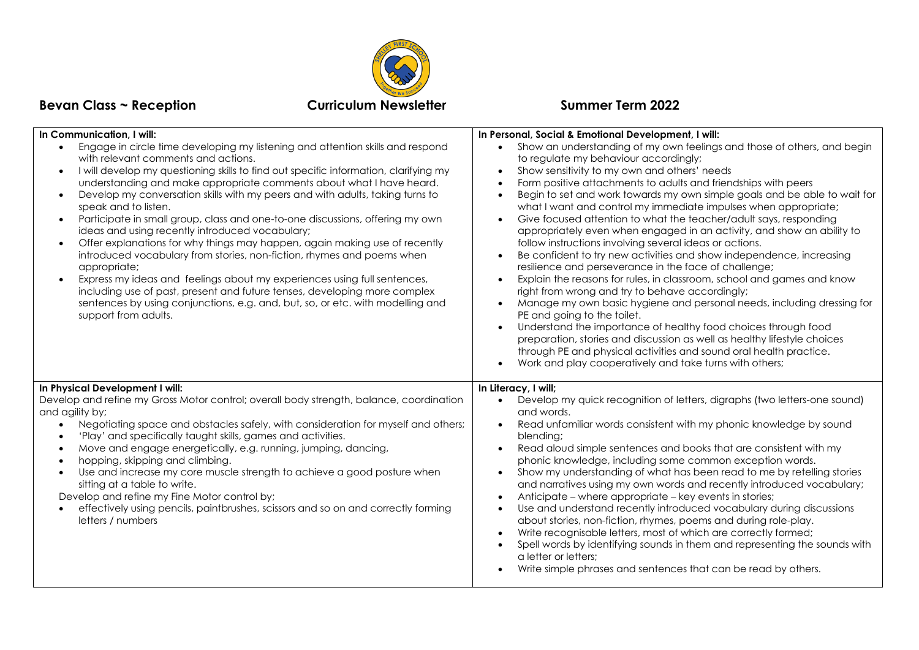# Bevan Class ~ Reception — Curriculum Newsletter — Summer Term 2022

**In Communication, I will:**

- Engage in circle time developing my listening and attention skills and respond with relevant comments and actions.
- I will develop my questioning skills to find out specific information, clarifying my understanding and make appropriate comments about what I have heard.
- Develop my conversation skills with my peers and with adults, taking turns to speak and to listen.
- Participate in small group, class and one-to-one discussions, offering my own ideas and using recently introduced vocabulary;
- Offer explanations for why things may happen, again making use of recently introduced vocabulary from stories, non-fiction, rhymes and poems when appropriate;
- Express my ideas and feelings about my experiences using full sentences, including use of past, present and future tenses, developing more complex sentences by using conjunctions, e.g. and, but, so, or etc. with modelling and support from adults.

**In Personal, Social & Emotional Development, I will:**

- Show an understanding of my own feelings and those of others, and begin to regulate my behaviour accordingly;
- Show sensitivity to my own and others' needs
- Form positive attachments to adults and friendships with peers
- Begin to set and work towards my own simple goals and be able to wait for what I want and control my immediate impulses when appropriate;
- Give focused attention to what the teacher/adult says, responding appropriately even when engaged in an activity, and show an ability to follow instructions involving several ideas or actions.
- Be confident to try new activities and show independence, increasing resilience and perseverance in the face of challenge;
- Explain the reasons for rules, in classroom, school and games and know right from wrong and try to behave accordingly;
- Manage my own basic hygiene and personal needs, including dressing for PE and going to the toilet.
- Understand the importance of healthy food choices through food preparation, stories and discussion as well as healthy lifestyle choices through PE and physical activities and sound oral health practice.
- Work and play cooperatively and take turns with others;

**In Physical Development I will:**

Develop and refine my Gross Motor control; overall body strength, balance, coordination and agility by;

- Negotiating space and obstacles safely, with consideration for myself and others;
- 'Play' and specifically taught skills, games and activities.
- Move and engage energetically, e.g. running, jumping, dancing,
- hopping, skipping and climbing.
- Use and increase my core muscle strength to achieve a good posture when sitting at a table to write.

Develop and refine my Fine Motor control by;

- effectively using pencils, paintbrushes, scissors and so on and correctly forming letters / numbers

**In Literacy, I will;**

- Develop my quick recognition of letters, digraphs (two letters-one sound) and words.
- Read unfamiliar words consistent with my phonic knowledge by sound blending;
- Read aloud simple sentences and books that are consistent with my phonic knowledge, including some common exception words.
- Show my understanding of what has been read to me by retelling stories and narratives using my own words and recently introduced vocabulary;
- Anticipate – where appropriate – key events in stories;
- Use and understand recently introduced vocabulary during discussions about stories, non-fiction, rhymes, poems and during role-play.
- Write recognisable letters, most of which are correctly formed;
- Spell words by identifying sounds in them and representing the sounds with a letter or letters;
- Write simple phrases and sentences that can be read by others.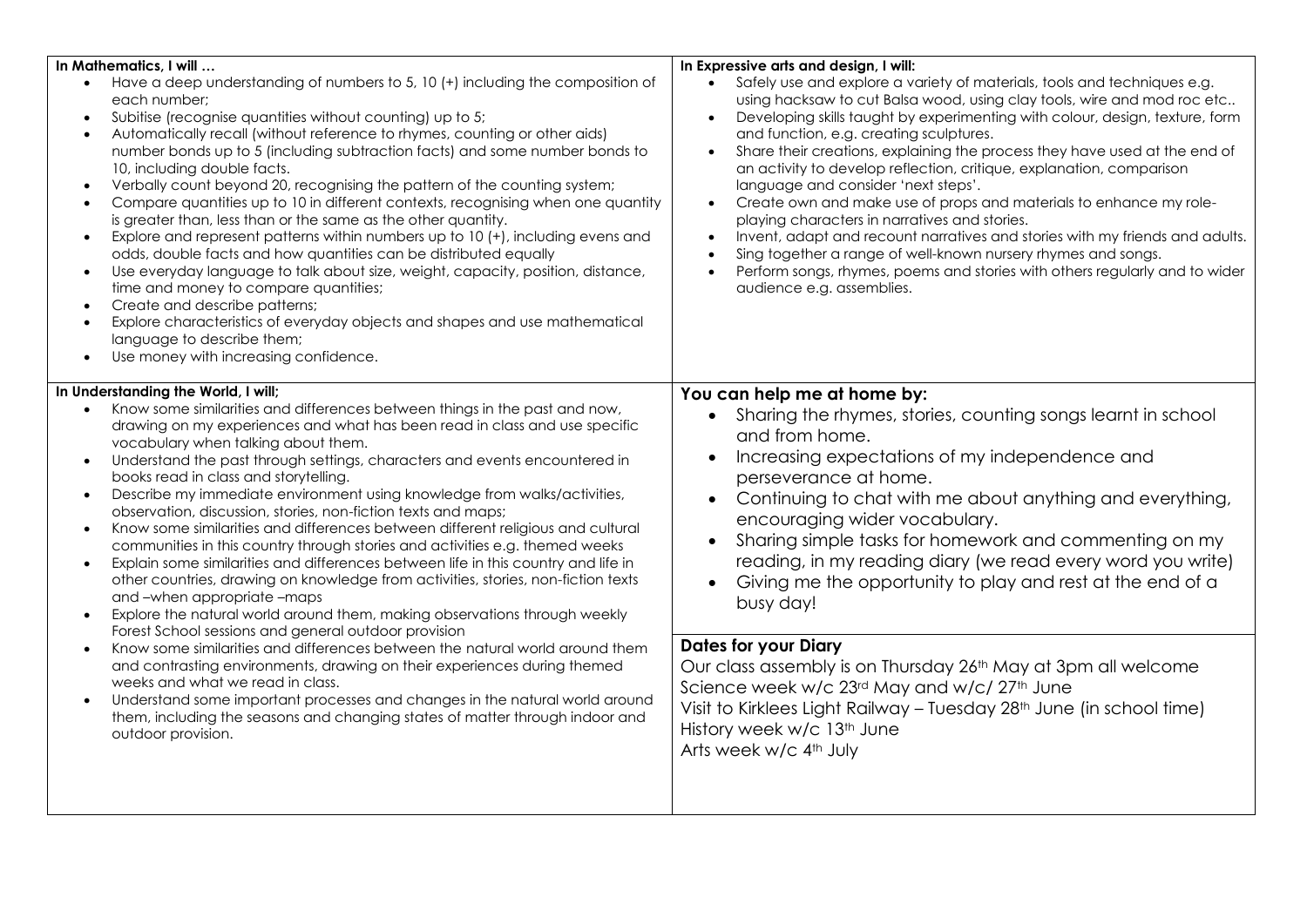**In Mathematics, I will …**

- Have a deep understanding of numbers to 5, 10 (+) including the composition of each number;
- Subitise (recognise quantities without counting) up to 5;
- Automatically recall (without reference to rhymes, counting or other aids) number bonds up to 5 (including subtraction facts) and some number bonds to 10, including double facts.
- Verbally count beyond 20, recognising the pattern of the counting system;
- Compare quantities up to 10 in different contexts, recognising when one quantity is greater than, less than or the same as the other quantity.
- Explore and represent patterns within numbers up to 10 (+), including evens and odds, double facts and how quantities can be distributed equally
- Use everyday language to talk about size, weight, capacity, position, distance, time and money to compare quantities;
- Create and describe patterns;
- Explore characteristics of everyday objects and shapes and use mathematical language to describe them;
- Use money with increasing confidence.

**In Expressive arts and design, I will:**

- Safely use and explore a variety of materials, tools and techniques e.g. using hacksaw to cut Balsa wood, using clay tools, wire and mod roc etc..
- Developing skills taught by experimenting with colour, design, texture, form and function, e.g. creating sculptures.
- Share their creations, explaining the process they have used at the end of an activity to develop reflection, critique, explanation, comparison language and consider 'next steps'.
- Create own and make use of props and materials to enhance my role-playing characters in narratives and stories.
- Invent, adapt and recount narratives and stories with my friends and adults.
- Sing together a range of well-known nursery rhymes and songs.
- Perform songs, rhymes, poems and stories with others regularly and to wider audience e.g. assemblies.

**In Understanding the World, I will;**

- Know some similarities and differences between things in the past and now, drawing on my experiences and what has been read in class and use specific vocabulary when talking about them.
- Understand the past through settings, characters and events encountered in books read in class and storytelling.
- Describe my immediate environment using knowledge from walks/activities, observation, discussion, stories, non-fiction texts and maps;
- Know some similarities and differences between different religious and cultural communities in this country through stories and activities e.g. themed weeks
- Explain some similarities and differences between life in this country and life in other countries, drawing on knowledge from activities, stories, non-fiction texts and –when appropriate –maps
- Explore the natural world around them, making observations through weekly Forest School sessions and general outdoor provision
- Know some similarities and differences between the natural world around them and contrasting environments, drawing on their experiences during themed weeks and what we read in class.
- Understand some important processes and changes in the natural world around them, including the seasons and changing states of matter through indoor and outdoor provision.

**You can help me at home by:**

- Sharing the rhymes, stories, counting songs learnt in school and from home.
- Increasing expectations of my independence and perseverance at home.
- Continuing to chat with me about anything and everything, encouraging wider vocabulary.
- Sharing simple tasks for homework and commenting on my reading, in my reading diary (we read every word you write)
- Giving me the opportunity to play and rest at the end of a busy day!

**Dates for your Diary**

Our class assembly is on Thursday 26th May at 3pm all welcome
Science week w/c 23rd May and w/c/ 27th June
Visit to Kirklees Light Railway – Tuesday 28th June (in school time)
History week w/c 13th June
Arts week w/c 4th July